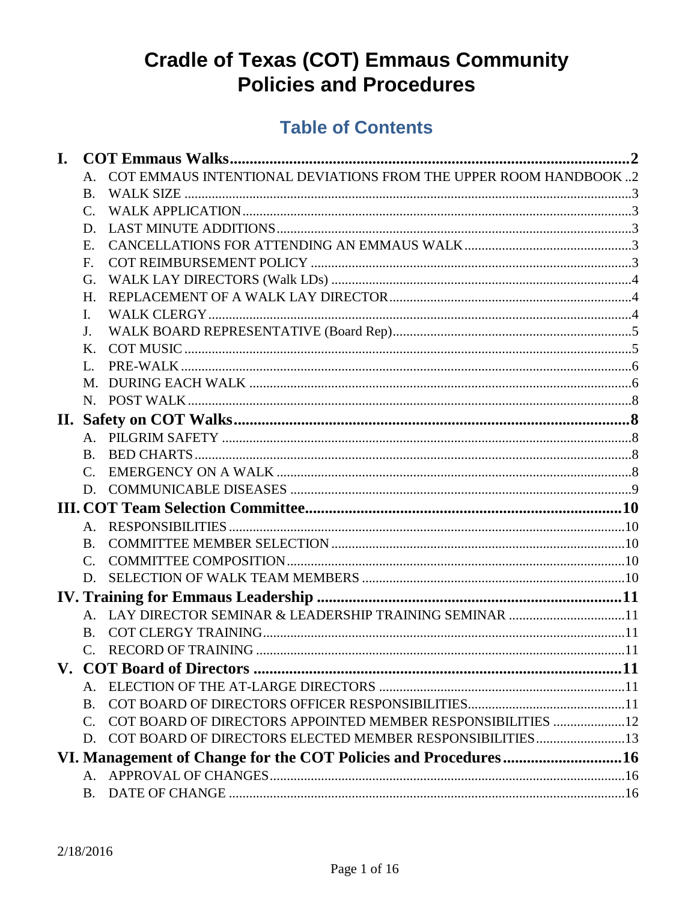# Cradle of Texas (COT) Emmaus Community Policies and Procedures

## Table of Contents

**I. COT Emmaus Walks** ..... 2

- A. COT EMMAUS INTENTIONAL DEVIATIONS FROM THE UPPER ROOM HANDBOOK ..... 2
- B. WALK SIZE ..... 3
- C. WALK APPLICATION ..... 3
- D. LAST MINUTE ADDITIONS ..... 3
- E. CANCELLATIONS FOR ATTENDING AN EMMAUS WALK ..... 3
- F. COT REIMBURSEMENT POLICY ..... 3
- G. WALK LAY DIRECTORS (Walk LDs) ..... 4
- H. REPLACEMENT OF A WALK LAY DIRECTOR ..... 4
- I. WALK CLERGY ..... 4
- J. WALK BOARD REPRESENTATIVE (Board Rep) ..... 5
- K. COT MUSIC ..... 5
- L. PRE-WALK ..... 6
- M. DURING EACH WALK ..... 6
- N. POST WALK ..... 8

**II. Safety on COT Walks** ..... 8

- A. PILGRIM SAFETY ..... 8
- B. BED CHARTS ..... 8
- C. EMERGENCY ON A WALK ..... 8
- D. COMMUNICABLE DISEASES ..... 9

**III. COT Team Selection Committee** ..... 10

- A. RESPONSIBILITIES ..... 10
- B. COMMITTEE MEMBER SELECTION ..... 10
- C. COMMITTEE COMPOSITION ..... 10
- D. SELECTION OF WALK TEAM MEMBERS ..... 10

**IV. Training for Emmaus Leadership** ..... 11

- A. LAY DIRECTOR SEMINAR & LEADERSHIP TRAINING SEMINAR ..... 11
- B. COT CLERGY TRAINING ..... 11
- C. RECORD OF TRAINING ..... 11

**V. COT Board of Directors** ..... 11

- A. ELECTION OF THE AT-LARGE DIRECTORS ..... 11
- B. COT BOARD OF DIRECTORS OFFICER RESPONSIBILITIES ..... 11
- C. COT BOARD OF DIRECTORS APPOINTED MEMBER RESPONSIBILITIES ..... 12
- D. COT BOARD OF DIRECTORS ELECTED MEMBER RESPONSIBILITIES ..... 13

**VI. Management of Change for the COT Policies and Procedures** ..... 16

- A. APPROVAL OF CHANGES ..... 16
- B. DATE OF CHANGE ..... 16

2/18/2016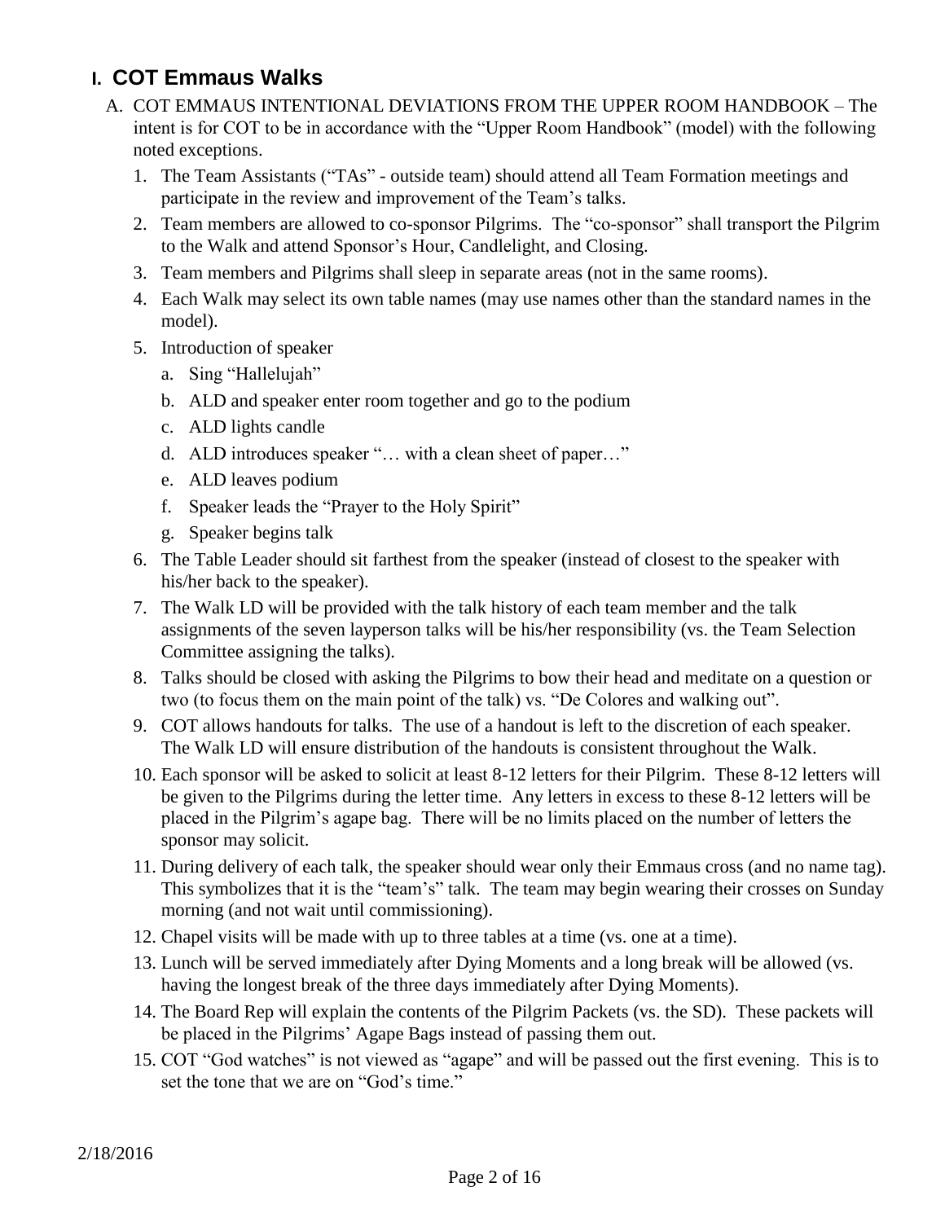# I. COT Emmaus Walks

A. COT EMMAUS INTENTIONAL DEVIATIONS FROM THE UPPER ROOM HANDBOOK – The intent is for COT to be in accordance with the "Upper Room Handbook" (model) with the following noted exceptions.

1. The Team Assistants ("TAs" - outside team) should attend all Team Formation meetings and participate in the review and improvement of the Team's talks.
2. Team members are allowed to co-sponsor Pilgrims. The "co-sponsor" shall transport the Pilgrim to the Walk and attend Sponsor's Hour, Candlelight, and Closing.
3. Team members and Pilgrims shall sleep in separate areas (not in the same rooms).
4. Each Walk may select its own table names (may use names other than the standard names in the model).
5. Introduction of speaker
   a. Sing "Hallelujah"
   b. ALD and speaker enter room together and go to the podium
   c. ALD lights candle
   d. ALD introduces speaker "… with a clean sheet of paper…"
   e. ALD leaves podium
   f. Speaker leads the "Prayer to the Holy Spirit"
   g. Speaker begins talk
6. The Table Leader should sit farthest from the speaker (instead of closest to the speaker with his/her back to the speaker).
7. The Walk LD will be provided with the talk history of each team member and the talk assignments of the seven layperson talks will be his/her responsibility (vs. the Team Selection Committee assigning the talks).
8. Talks should be closed with asking the Pilgrims to bow their head and meditate on a question or two (to focus them on the main point of the talk) vs. "De Colores and walking out".
9. COT allows handouts for talks. The use of a handout is left to the discretion of each speaker. The Walk LD will ensure distribution of the handouts is consistent throughout the Walk.
10. Each sponsor will be asked to solicit at least 8-12 letters for their Pilgrim. These 8-12 letters will be given to the Pilgrims during the letter time. Any letters in excess to these 8-12 letters will be placed in the Pilgrim's agape bag. There will be no limits placed on the number of letters the sponsor may solicit.
11. During delivery of each talk, the speaker should wear only their Emmaus cross (and no name tag). This symbolizes that it is the "team's" talk. The team may begin wearing their crosses on Sunday morning (and not wait until commissioning).
12. Chapel visits will be made with up to three tables at a time (vs. one at a time).
13. Lunch will be served immediately after Dying Moments and a long break will be allowed (vs. having the longest break of the three days immediately after Dying Moments).
14. The Board Rep will explain the contents of the Pilgrim Packets (vs. the SD). These packets will be placed in the Pilgrims' Agape Bags instead of passing them out.
15. COT "God watches" is not viewed as "agape" and will be passed out the first evening. This is to set the tone that we are on "God's time."

2/18/2016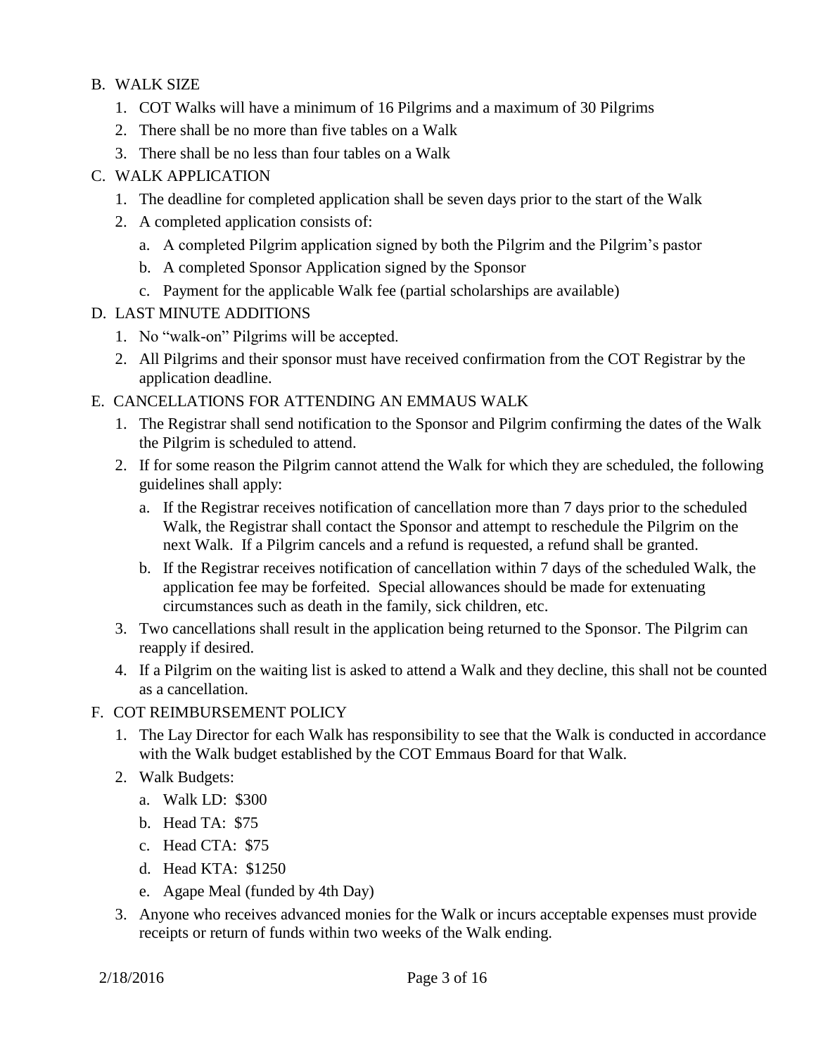B. WALK SIZE

1. COT Walks will have a minimum of 16 Pilgrims and a maximum of 30 Pilgrims
2. There shall be no more than five tables on a Walk
3. There shall be no less than four tables on a Walk

C. WALK APPLICATION

1. The deadline for completed application shall be seven days prior to the start of the Walk
2. A completed application consists of:
   a. A completed Pilgrim application signed by both the Pilgrim and the Pilgrim's pastor
   b. A completed Sponsor Application signed by the Sponsor
   c. Payment for the applicable Walk fee (partial scholarships are available)

D. LAST MINUTE ADDITIONS

1. No "walk-on" Pilgrims will be accepted.
2. All Pilgrims and their sponsor must have received confirmation from the COT Registrar by the application deadline.

E. CANCELLATIONS FOR ATTENDING AN EMMAUS WALK

1. The Registrar shall send notification to the Sponsor and Pilgrim confirming the dates of the Walk the Pilgrim is scheduled to attend.
2. If for some reason the Pilgrim cannot attend the Walk for which they are scheduled, the following guidelines shall apply:
   a. If the Registrar receives notification of cancellation more than 7 days prior to the scheduled Walk, the Registrar shall contact the Sponsor and attempt to reschedule the Pilgrim on the next Walk. If a Pilgrim cancels and a refund is requested, a refund shall be granted.
   b. If the Registrar receives notification of cancellation within 7 days of the scheduled Walk, the application fee may be forfeited. Special allowances should be made for extenuating circumstances such as death in the family, sick children, etc.
3. Two cancellations shall result in the application being returned to the Sponsor. The Pilgrim can reapply if desired.
4. If a Pilgrim on the waiting list is asked to attend a Walk and they decline, this shall not be counted as a cancellation.

F. COT REIMBURSEMENT POLICY

1. The Lay Director for each Walk has responsibility to see that the Walk is conducted in accordance with the Walk budget established by the COT Emmaus Board for that Walk.
2. Walk Budgets:
   a. Walk LD: $300
   b. Head TA: $75
   c. Head CTA: $75
   d. Head KTA: $1250
   e. Agape Meal (funded by 4th Day)
3. Anyone who receives advanced monies for the Walk or incurs acceptable expenses must provide receipts or return of funds within two weeks of the Walk ending.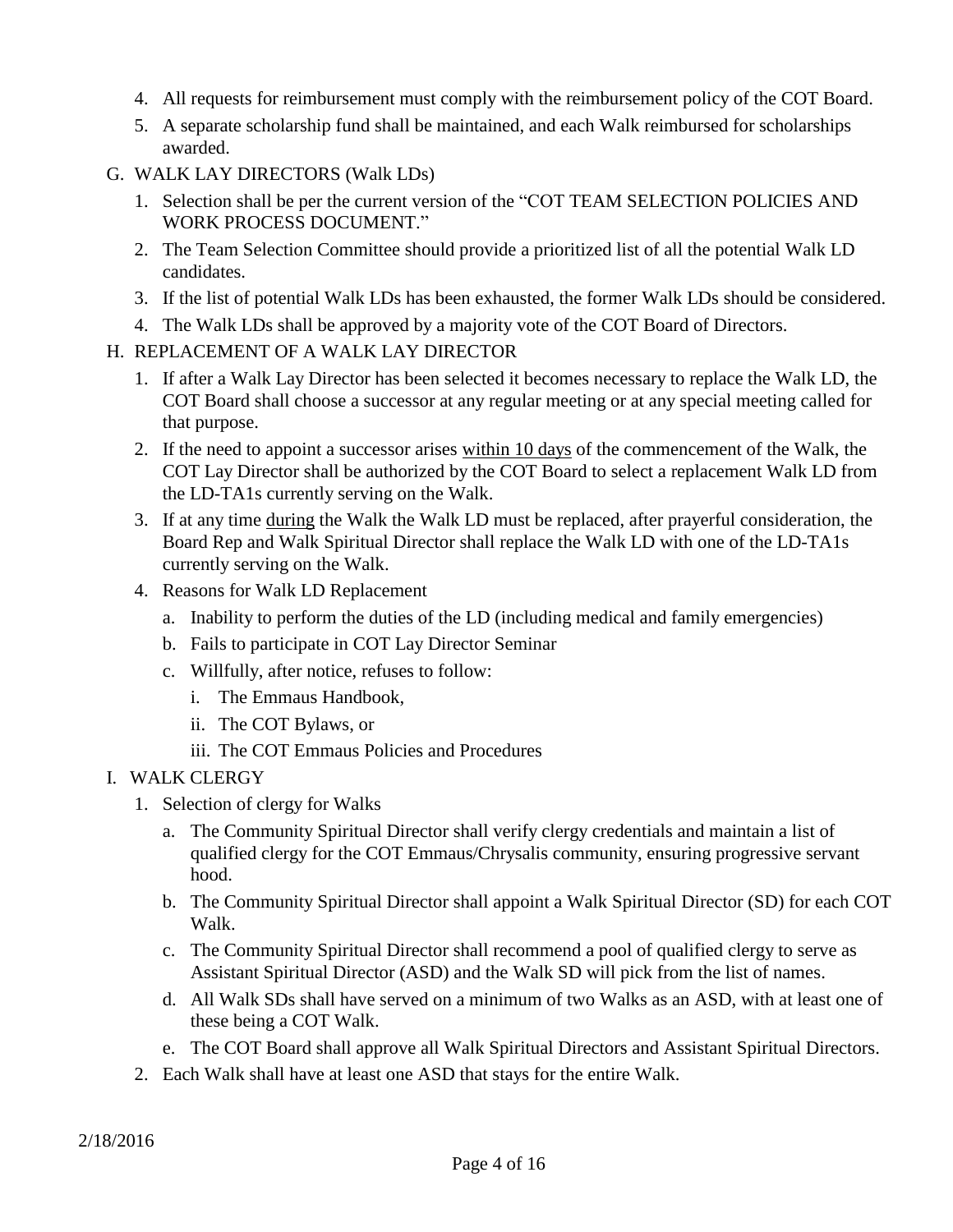4. All requests for reimbursement must comply with the reimbursement policy of the COT Board.
5. A separate scholarship fund shall be maintained, and each Walk reimbursed for scholarships awarded.

G. WALK LAY DIRECTORS (Walk LDs)

1. Selection shall be per the current version of the "COT TEAM SELECTION POLICIES AND WORK PROCESS DOCUMENT."
2. The Team Selection Committee should provide a prioritized list of all the potential Walk LD candidates.
3. If the list of potential Walk LDs has been exhausted, the former Walk LDs should be considered.
4. The Walk LDs shall be approved by a majority vote of the COT Board of Directors.

H. REPLACEMENT OF A WALK LAY DIRECTOR

1. If after a Walk Lay Director has been selected it becomes necessary to replace the Walk LD, the COT Board shall choose a successor at any regular meeting or at any special meeting called for that purpose.
2. If the need to appoint a successor arises <u>within 10 days</u> of the commencement of the Walk, the COT Lay Director shall be authorized by the COT Board to select a replacement Walk LD from the LD-TA1s currently serving on the Walk.
3. If at any time <u>during</u> the Walk the Walk LD must be replaced, after prayerful consideration, the Board Rep and Walk Spiritual Director shall replace the Walk LD with one of the LD-TA1s currently serving on the Walk.
4. Reasons for Walk LD Replacement
   a. Inability to perform the duties of the LD (including medical and family emergencies)
   b. Fails to participate in COT Lay Director Seminar
   c. Willfully, after notice, refuses to follow:
      i. The Emmaus Handbook,
      ii. The COT Bylaws, or
      iii. The COT Emmaus Policies and Procedures

I. WALK CLERGY

1. Selection of clergy for Walks
   a. The Community Spiritual Director shall verify clergy credentials and maintain a list of qualified clergy for the COT Emmaus/Chrysalis community, ensuring progressive servant hood.
   b. The Community Spiritual Director shall appoint a Walk Spiritual Director (SD) for each COT Walk.
   c. The Community Spiritual Director shall recommend a pool of qualified clergy to serve as Assistant Spiritual Director (ASD) and the Walk SD will pick from the list of names.
   d. All Walk SDs shall have served on a minimum of two Walks as an ASD, with at least one of these being a COT Walk.
   e. The COT Board shall approve all Walk Spiritual Directors and Assistant Spiritual Directors.
2. Each Walk shall have at least one ASD that stays for the entire Walk.

2/18/2016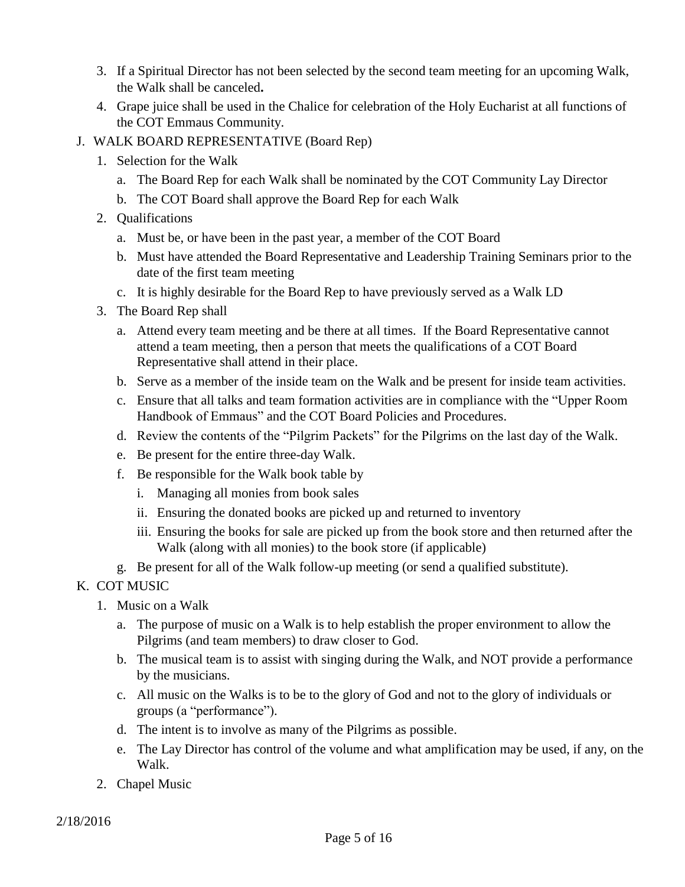3. If a Spiritual Director has not been selected by the second team meeting for an upcoming Walk, the Walk shall be canceled**.**
4. Grape juice shall be used in the Chalice for celebration of the Holy Eucharist at all functions of the COT Emmaus Community.

J. WALK BOARD REPRESENTATIVE (Board Rep)

1. Selection for the Walk
   a. The Board Rep for each Walk shall be nominated by the COT Community Lay Director
   b. The COT Board shall approve the Board Rep for each Walk
2. Qualifications
   a. Must be, or have been in the past year, a member of the COT Board
   b. Must have attended the Board Representative and Leadership Training Seminars prior to the date of the first team meeting
   c. It is highly desirable for the Board Rep to have previously served as a Walk LD
3. The Board Rep shall
   a. Attend every team meeting and be there at all times. If the Board Representative cannot attend a team meeting, then a person that meets the qualifications of a COT Board Representative shall attend in their place.
   b. Serve as a member of the inside team on the Walk and be present for inside team activities.
   c. Ensure that all talks and team formation activities are in compliance with the "Upper Room Handbook of Emmaus" and the COT Board Policies and Procedures.
   d. Review the contents of the "Pilgrim Packets" for the Pilgrims on the last day of the Walk.
   e. Be present for the entire three-day Walk.
   f. Be responsible for the Walk book table by
      i. Managing all monies from book sales
      ii. Ensuring the donated books are picked up and returned to inventory
      iii. Ensuring the books for sale are picked up from the book store and then returned after the Walk (along with all monies) to the book store (if applicable)
   g. Be present for all of the Walk follow-up meeting (or send a qualified substitute).

K. COT MUSIC

1. Music on a Walk
   a. The purpose of music on a Walk is to help establish the proper environment to allow the Pilgrims (and team members) to draw closer to God.
   b. The musical team is to assist with singing during the Walk, and NOT provide a performance by the musicians.
   c. All music on the Walks is to be to the glory of God and not to the glory of individuals or groups (a "performance").
   d. The intent is to involve as many of the Pilgrims as possible.
   e. The Lay Director has control of the volume and what amplification may be used, if any, on the Walk.
2. Chapel Music

2/18/2016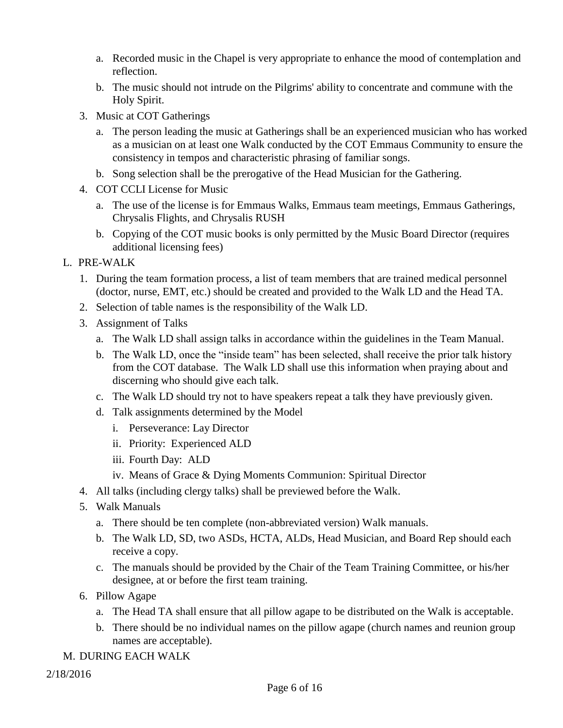a. Recorded music in the Chapel is very appropriate to enhance the mood of contemplation and reflection.
   b. The music should not intrude on the Pilgrims' ability to concentrate and commune with the Holy Spirit.

3. Music at COT Gatherings
   a. The person leading the music at Gatherings shall be an experienced musician who has worked as a musician on at least one Walk conducted by the COT Emmaus Community to ensure the consistency in tempos and characteristic phrasing of familiar songs.
   b. Song selection shall be the prerogative of the Head Musician for the Gathering.

4. COT CCLI License for Music
   a. The use of the license is for Emmaus Walks, Emmaus team meetings, Emmaus Gatherings, Chrysalis Flights, and Chrysalis RUSH
   b. Copying of the COT music books is only permitted by the Music Board Director (requires additional licensing fees)

L. PRE-WALK

1. During the team formation process, a list of team members that are trained medical personnel (doctor, nurse, EMT, etc.) should be created and provided to the Walk LD and the Head TA.
2. Selection of table names is the responsibility of the Walk LD.
3. Assignment of Talks
   a. The Walk LD shall assign talks in accordance within the guidelines in the Team Manual.
   b. The Walk LD, once the “inside team” has been selected, shall receive the prior talk history from the COT database. The Walk LD shall use this information when praying about and discerning who should give each talk.
   c. The Walk LD should try not to have speakers repeat a talk they have previously given.
   d. Talk assignments determined by the Model
      i. Perseverance: Lay Director
      ii. Priority: Experienced ALD
      iii. Fourth Day: ALD
      iv. Means of Grace & Dying Moments Communion: Spiritual Director
4. All talks (including clergy talks) shall be previewed before the Walk.
5. Walk Manuals
   a. There should be ten complete (non-abbreviated version) Walk manuals.
   b. The Walk LD, SD, two ASDs, HCTA, ALDs, Head Musician, and Board Rep should each receive a copy.
   c. The manuals should be provided by the Chair of the Team Training Committee, or his/her designee, at or before the first team training.
6. Pillow Agape
   a. The Head TA shall ensure that all pillow agape to be distributed on the Walk is acceptable.
   b. There should be no individual names on the pillow agape (church names and reunion group names are acceptable).

M. DURING EACH WALK

2/18/2016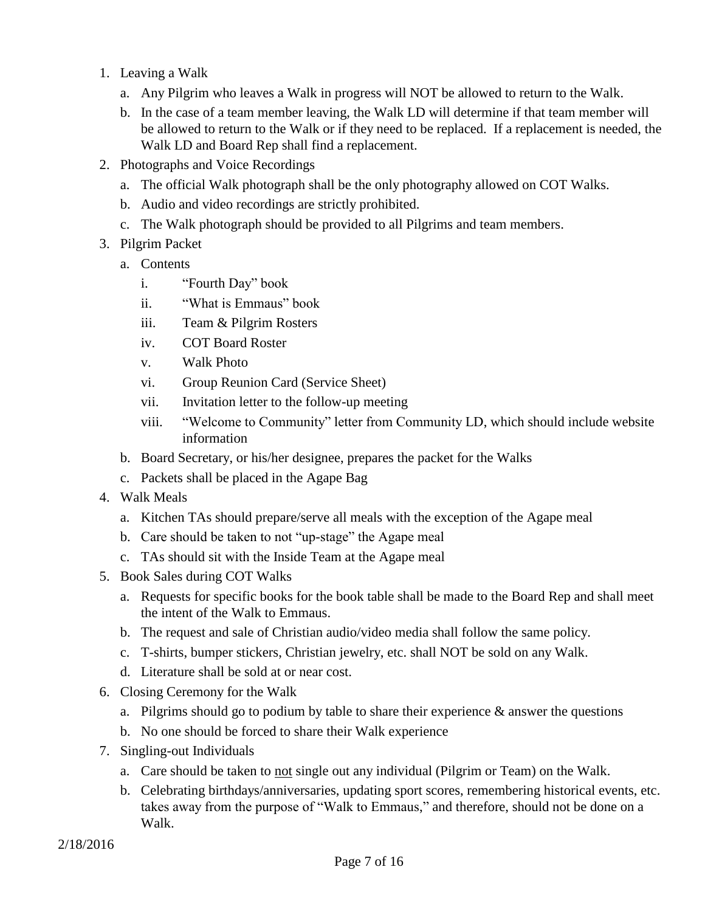1. Leaving a Walk
    a. Any Pilgrim who leaves a Walk in progress will NOT be allowed to return to the Walk.
    b. In the case of a team member leaving, the Walk LD will determine if that team member will be allowed to return to the Walk or if they need to be replaced. If a replacement is needed, the Walk LD and Board Rep shall find a replacement.
2. Photographs and Voice Recordings
    a. The official Walk photograph shall be the only photography allowed on COT Walks.
    b. Audio and video recordings are strictly prohibited.
    c. The Walk photograph should be provided to all Pilgrims and team members.
3. Pilgrim Packet
    a. Contents
        i. "Fourth Day" book
        ii. "What is Emmaus" book
        iii. Team & Pilgrim Rosters
        iv. COT Board Roster
        v. Walk Photo
        vi. Group Reunion Card (Service Sheet)
        vii. Invitation letter to the follow-up meeting
        viii. "Welcome to Community" letter from Community LD, which should include website information
    b. Board Secretary, or his/her designee, prepares the packet for the Walks
    c. Packets shall be placed in the Agape Bag
4. Walk Meals
    a. Kitchen TAs should prepare/serve all meals with the exception of the Agape meal
    b. Care should be taken to not "up-stage" the Agape meal
    c. TAs should sit with the Inside Team at the Agape meal
5. Book Sales during COT Walks
    a. Requests for specific books for the book table shall be made to the Board Rep and shall meet the intent of the Walk to Emmaus.
    b. The request and sale of Christian audio/video media shall follow the same policy.
    c. T-shirts, bumper stickers, Christian jewelry, etc. shall NOT be sold on any Walk.
    d. Literature shall be sold at or near cost.
6. Closing Ceremony for the Walk
    a. Pilgrims should go to podium by table to share their experience & answer the questions
    b. No one should be forced to share their Walk experience
7. Singling-out Individuals
    a. Care should be taken to <u>not</u> single out any individual (Pilgrim or Team) on the Walk.
    b. Celebrating birthdays/anniversaries, updating sport scores, remembering historical events, etc. takes away from the purpose of "Walk to Emmaus," and therefore, should not be done on a Walk.

2/18/2016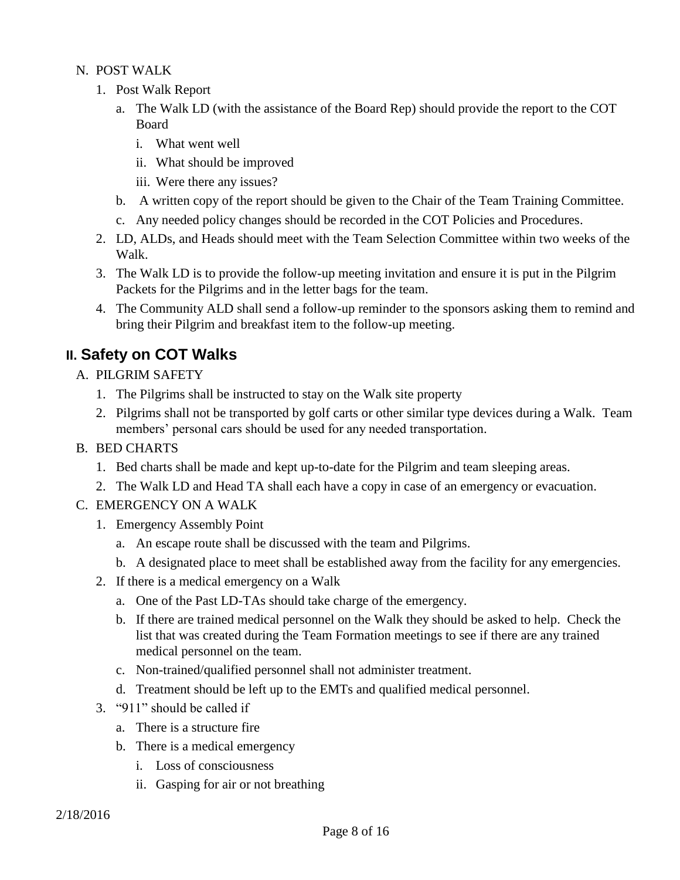N. POST WALK

1. Post Walk Report
    a. The Walk LD (with the assistance of the Board Rep) should provide the report to the COT Board
        i. What went well
        ii. What should be improved
        iii. Were there any issues?
    b. A written copy of the report should be given to the Chair of the Team Training Committee.
    c. Any needed policy changes should be recorded in the COT Policies and Procedures.
2. LD, ALDs, and Heads should meet with the Team Selection Committee within two weeks of the Walk.
3. The Walk LD is to provide the follow-up meeting invitation and ensure it is put in the Pilgrim Packets for the Pilgrims and in the letter bags for the team.
4. The Community ALD shall send a follow-up reminder to the sponsors asking them to remind and bring their Pilgrim and breakfast item to the follow-up meeting.

## II. Safety on COT Walks

A. PILGRIM SAFETY

1. The Pilgrims shall be instructed to stay on the Walk site property
2. Pilgrims shall not be transported by golf carts or other similar type devices during a Walk. Team members' personal cars should be used for any needed transportation.

B. BED CHARTS

1. Bed charts shall be made and kept up-to-date for the Pilgrim and team sleeping areas.
2. The Walk LD and Head TA shall each have a copy in case of an emergency or evacuation.

C. EMERGENCY ON A WALK

1. Emergency Assembly Point
    a. An escape route shall be discussed with the team and Pilgrims.
    b. A designated place to meet shall be established away from the facility for any emergencies.
2. If there is a medical emergency on a Walk
    a. One of the Past LD-TAs should take charge of the emergency.
    b. If there are trained medical personnel on the Walk they should be asked to help. Check the list that was created during the Team Formation meetings to see if there are any trained medical personnel on the team.
    c. Non-trained/qualified personnel shall not administer treatment.
    d. Treatment should be left up to the EMTs and qualified medical personnel.
3. "911" should be called if
    a. There is a structure fire
    b. There is a medical emergency
        i. Loss of consciousness
        ii. Gasping for air or not breathing

2/18/2016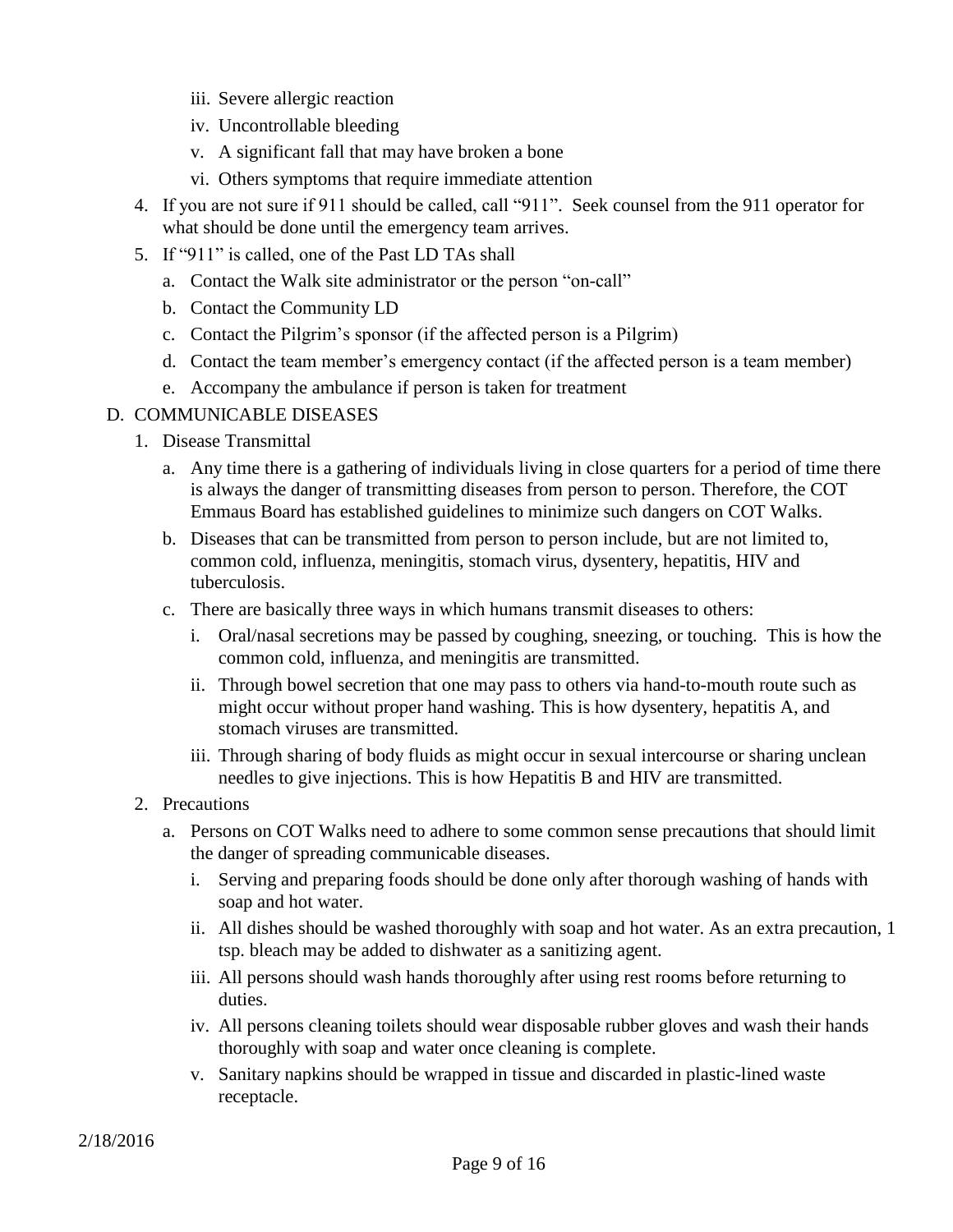iii. Severe allergic reaction

iv. Uncontrollable bleeding

v. A significant fall that may have broken a bone

vi. Others symptoms that require immediate attention

4. If you are not sure if 911 should be called, call "911". Seek counsel from the 911 operator for what should be done until the emergency team arrives.
5. If "911" is called, one of the Past LD TAs shall
   a. Contact the Walk site administrator or the person "on-call"
   b. Contact the Community LD
   c. Contact the Pilgrim's sponsor (if the affected person is a Pilgrim)
   d. Contact the team member's emergency contact (if the affected person is a team member)
   e. Accompany the ambulance if person is taken for treatment

D. COMMUNICABLE DISEASES

1. Disease Transmittal
   a. Any time there is a gathering of individuals living in close quarters for a period of time there is always the danger of transmitting diseases from person to person. Therefore, the COT Emmaus Board has established guidelines to minimize such dangers on COT Walks.
   b. Diseases that can be transmitted from person to person include, but are not limited to, common cold, influenza, meningitis, stomach virus, dysentery, hepatitis, HIV and tuberculosis.
   c. There are basically three ways in which humans transmit diseases to others:
      i. Oral/nasal secretions may be passed by coughing, sneezing, or touching. This is how the common cold, influenza, and meningitis are transmitted.
      ii. Through bowel secretion that one may pass to others via hand-to-mouth route such as might occur without proper hand washing. This is how dysentery, hepatitis A, and stomach viruses are transmitted.
      iii. Through sharing of body fluids as might occur in sexual intercourse or sharing unclean needles to give injections. This is how Hepatitis B and HIV are transmitted.
2. Precautions
   a. Persons on COT Walks need to adhere to some common sense precautions that should limit the danger of spreading communicable diseases.
      i. Serving and preparing foods should be done only after thorough washing of hands with soap and hot water.
      ii. All dishes should be washed thoroughly with soap and hot water. As an extra precaution, 1 tsp. bleach may be added to dishwater as a sanitizing agent.
      iii. All persons should wash hands thoroughly after using rest rooms before returning to duties.
      iv. All persons cleaning toilets should wear disposable rubber gloves and wash their hands thoroughly with soap and water once cleaning is complete.
      v. Sanitary napkins should be wrapped in tissue and discarded in plastic-lined waste receptacle.

2/18/2016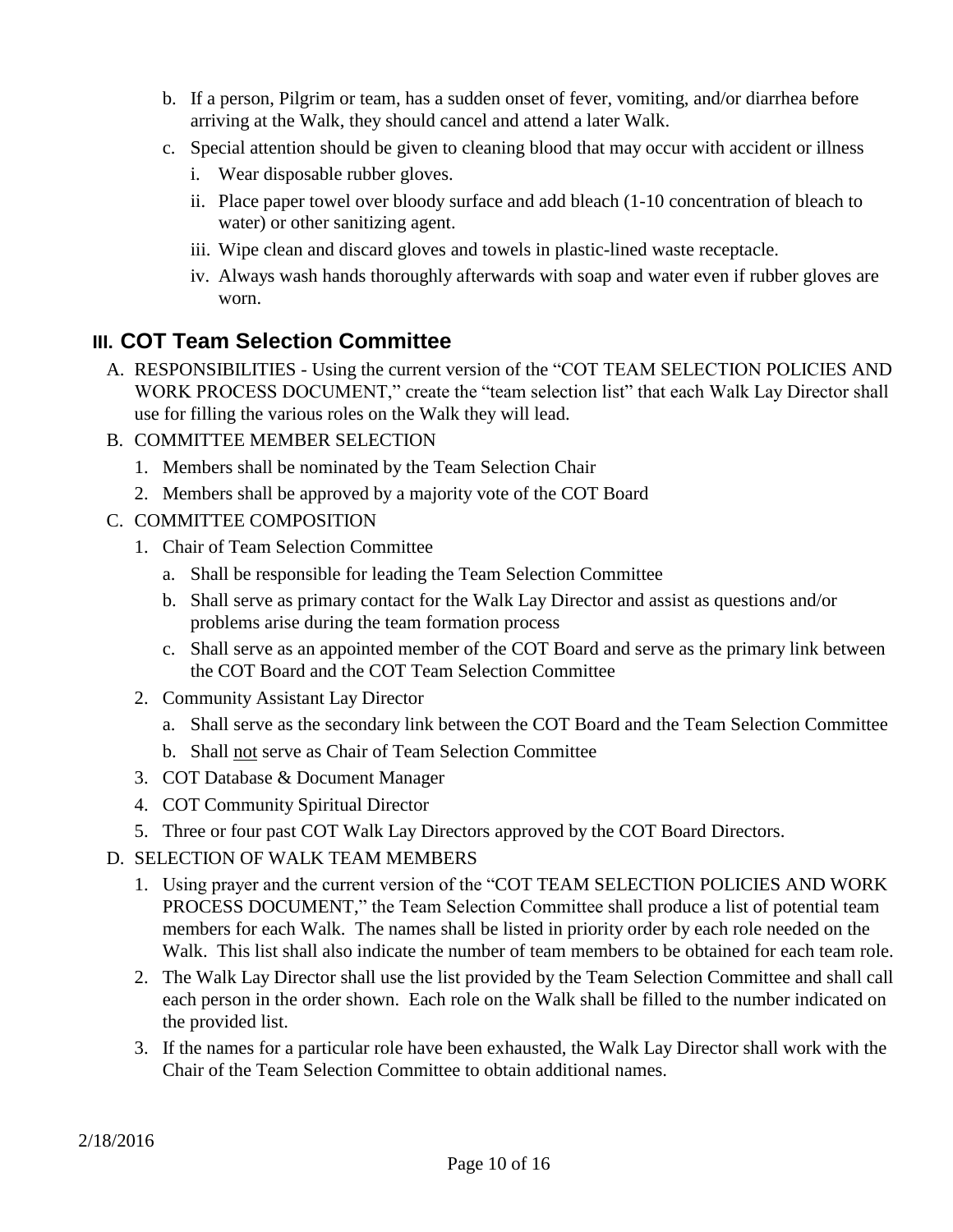b. If a person, Pilgrim or team, has a sudden onset of fever, vomiting, and/or diarrhea before arriving at the Walk, they should cancel and attend a later Walk.

c. Special attention should be given to cleaning blood that may occur with accident or illness

   i. Wear disposable rubber gloves.

   ii. Place paper towel over bloody surface and add bleach (1-10 concentration of bleach to water) or other sanitizing agent.

   iii. Wipe clean and discard gloves and towels in plastic-lined waste receptacle.

   iv. Always wash hands thoroughly afterwards with soap and water even if rubber gloves are worn.

## III. COT Team Selection Committee

A. RESPONSIBILITIES - Using the current version of the "COT TEAM SELECTION POLICIES AND WORK PROCESS DOCUMENT," create the "team selection list" that each Walk Lay Director shall use for filling the various roles on the Walk they will lead.

B. COMMITTEE MEMBER SELECTION

1. Members shall be nominated by the Team Selection Chair
2. Members shall be approved by a majority vote of the COT Board

C. COMMITTEE COMPOSITION

1. Chair of Team Selection Committee
   a. Shall be responsible for leading the Team Selection Committee
   b. Shall serve as primary contact for the Walk Lay Director and assist as questions and/or problems arise during the team formation process
   c. Shall serve as an appointed member of the COT Board and serve as the primary link between the COT Board and the COT Team Selection Committee
2. Community Assistant Lay Director
   a. Shall serve as the secondary link between the COT Board and the Team Selection Committee
   b. Shall <u>not</u> serve as Chair of Team Selection Committee
3. COT Database & Document Manager
4. COT Community Spiritual Director
5. Three or four past COT Walk Lay Directors approved by the COT Board Directors.

D. SELECTION OF WALK TEAM MEMBERS

1. Using prayer and the current version of the "COT TEAM SELECTION POLICIES AND WORK PROCESS DOCUMENT," the Team Selection Committee shall produce a list of potential team members for each Walk. The names shall be listed in priority order by each role needed on the Walk. This list shall also indicate the number of team members to be obtained for each team role.
2. The Walk Lay Director shall use the list provided by the Team Selection Committee and shall call each person in the order shown. Each role on the Walk shall be filled to the number indicated on the provided list.
3. If the names for a particular role have been exhausted, the Walk Lay Director shall work with the Chair of the Team Selection Committee to obtain additional names.

2/18/2016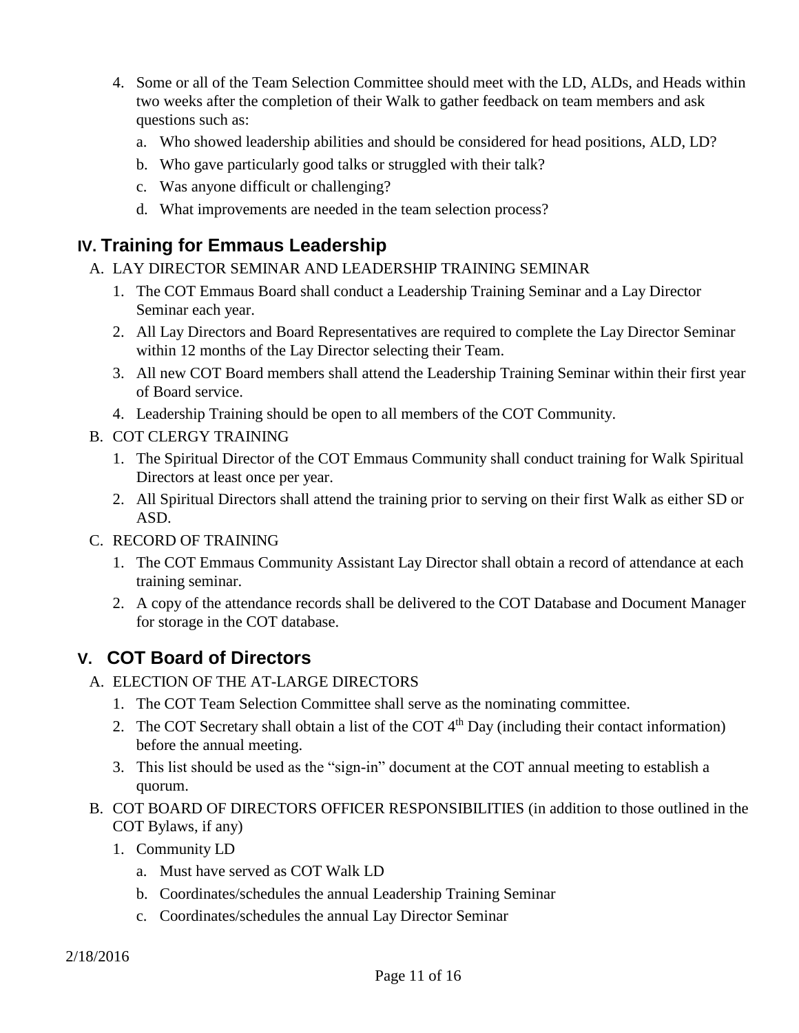4. Some or all of the Team Selection Committee should meet with the LD, ALDs, and Heads within two weeks after the completion of their Walk to gather feedback on team members and ask questions such as:
   a. Who showed leadership abilities and should be considered for head positions, ALD, LD?
   b. Who gave particularly good talks or struggled with their talk?
   c. Was anyone difficult or challenging?
   d. What improvements are needed in the team selection process?

## IV. Training for Emmaus Leadership

A. LAY DIRECTOR SEMINAR AND LEADERSHIP TRAINING SEMINAR

1. The COT Emmaus Board shall conduct a Leadership Training Seminar and a Lay Director Seminar each year.
2. All Lay Directors and Board Representatives are required to complete the Lay Director Seminar within 12 months of the Lay Director selecting their Team.
3. All new COT Board members shall attend the Leadership Training Seminar within their first year of Board service.
4. Leadership Training should be open to all members of the COT Community.

B. COT CLERGY TRAINING

1. The Spiritual Director of the COT Emmaus Community shall conduct training for Walk Spiritual Directors at least once per year.
2. All Spiritual Directors shall attend the training prior to serving on their first Walk as either SD or ASD.

C. RECORD OF TRAINING

1. The COT Emmaus Community Assistant Lay Director shall obtain a record of attendance at each training seminar.
2. A copy of the attendance records shall be delivered to the COT Database and Document Manager for storage in the COT database.

## V. COT Board of Directors

A. ELECTION OF THE AT-LARGE DIRECTORS

1. The COT Team Selection Committee shall serve as the nominating committee.
2. The COT Secretary shall obtain a list of the COT 4th Day (including their contact information) before the annual meeting.
3. This list should be used as the “sign-in” document at the COT annual meeting to establish a quorum.

B. COT BOARD OF DIRECTORS OFFICER RESPONSIBILITIES (in addition to those outlined in the COT Bylaws, if any)

1. Community LD
   a. Must have served as COT Walk LD
   b. Coordinates/schedules the annual Leadership Training Seminar
   c. Coordinates/schedules the annual Lay Director Seminar

2/18/2016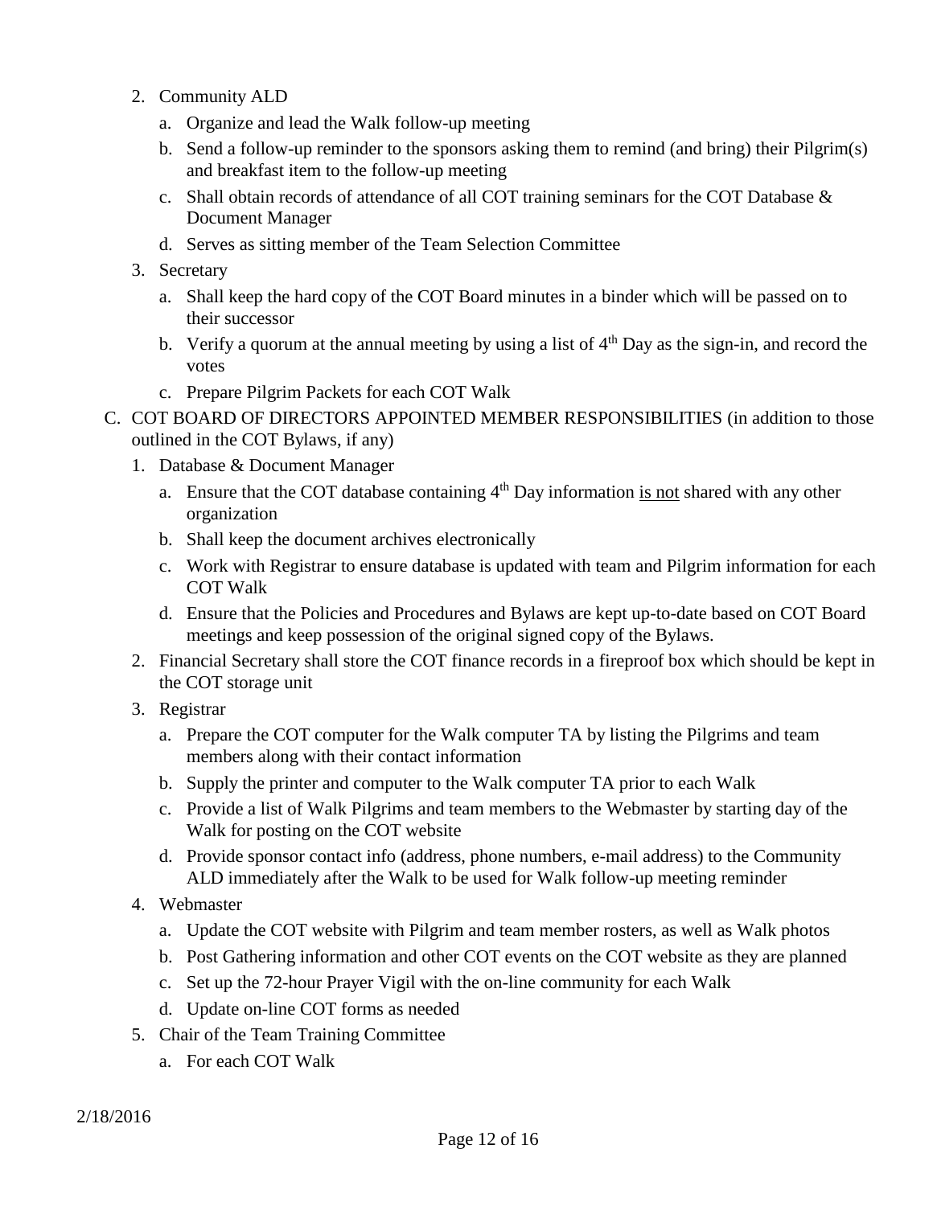2. Community ALD
   a. Organize and lead the Walk follow-up meeting
   b. Send a follow-up reminder to the sponsors asking them to remind (and bring) their Pilgrim(s) and breakfast item to the follow-up meeting
   c. Shall obtain records of attendance of all COT training seminars for the COT Database & Document Manager
   d. Serves as sitting member of the Team Selection Committee
3. Secretary
   a. Shall keep the hard copy of the COT Board minutes in a binder which will be passed on to their successor
   b. Verify a quorum at the annual meeting by using a list of 4th Day as the sign-in, and record the votes
   c. Prepare Pilgrim Packets for each COT Walk

C. COT BOARD OF DIRECTORS APPOINTED MEMBER RESPONSIBILITIES (in addition to those outlined in the COT Bylaws, if any)

1. Database & Document Manager
   a. Ensure that the COT database containing 4th Day information <u>is not</u> shared with any other organization
   b. Shall keep the document archives electronically
   c. Work with Registrar to ensure database is updated with team and Pilgrim information for each COT Walk
   d. Ensure that the Policies and Procedures and Bylaws are kept up-to-date based on COT Board meetings and keep possession of the original signed copy of the Bylaws.
2. Financial Secretary shall store the COT finance records in a fireproof box which should be kept in the COT storage unit
3. Registrar
   a. Prepare the COT computer for the Walk computer TA by listing the Pilgrims and team members along with their contact information
   b. Supply the printer and computer to the Walk computer TA prior to each Walk
   c. Provide a list of Walk Pilgrims and team members to the Webmaster by starting day of the Walk for posting on the COT website
   d. Provide sponsor contact info (address, phone numbers, e-mail address) to the Community ALD immediately after the Walk to be used for Walk follow-up meeting reminder
4. Webmaster
   a. Update the COT website with Pilgrim and team member rosters, as well as Walk photos
   b. Post Gathering information and other COT events on the COT website as they are planned
   c. Set up the 72-hour Prayer Vigil with the on-line community for each Walk
   d. Update on-line COT forms as needed
5. Chair of the Team Training Committee
   a. For each COT Walk

2/18/2016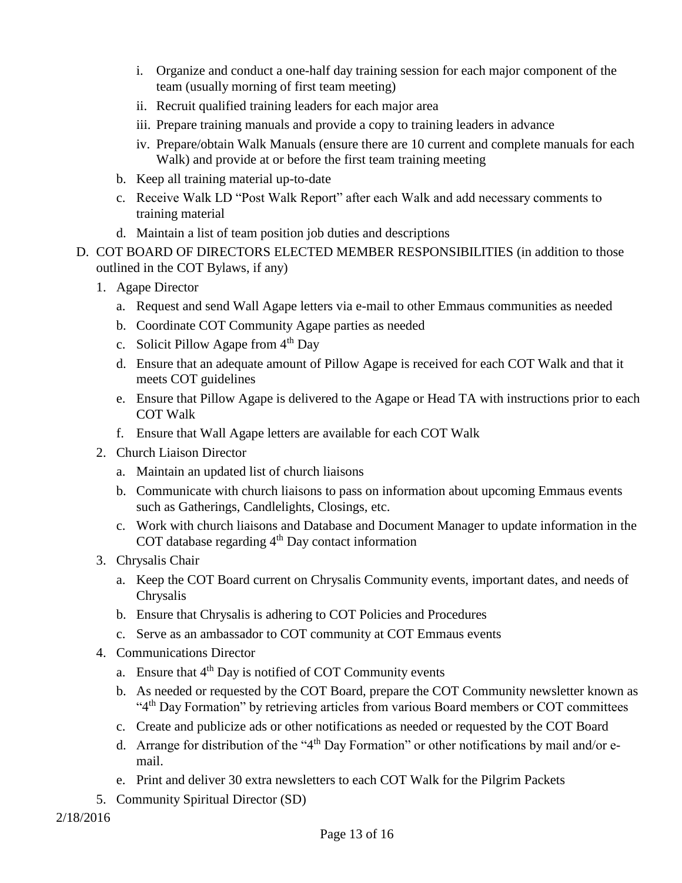i. Organize and conduct a one-half day training session for each major component of the team (usually morning of first team meeting)
ii. Recruit qualified training leaders for each major area
iii. Prepare training manuals and provide a copy to training leaders in advance
iv. Prepare/obtain Walk Manuals (ensure there are 10 current and complete manuals for each Walk) and provide at or before the first team training meeting

b. Keep all training material up-to-date
c. Receive Walk LD "Post Walk Report" after each Walk and add necessary comments to training material
d. Maintain a list of team position job duties and descriptions

D. COT BOARD OF DIRECTORS ELECTED MEMBER RESPONSIBILITIES (in addition to those outlined in the COT Bylaws, if any)

1. Agape Director
   a. Request and send Wall Agape letters via e-mail to other Emmaus communities as needed
   b. Coordinate COT Community Agape parties as needed
   c. Solicit Pillow Agape from 4th Day
   d. Ensure that an adequate amount of Pillow Agape is received for each COT Walk and that it meets COT guidelines
   e. Ensure that Pillow Agape is delivered to the Agape or Head TA with instructions prior to each COT Walk
   f. Ensure that Wall Agape letters are available for each COT Walk
2. Church Liaison Director
   a. Maintain an updated list of church liaisons
   b. Communicate with church liaisons to pass on information about upcoming Emmaus events such as Gatherings, Candlelights, Closings, etc.
   c. Work with church liaisons and Database and Document Manager to update information in the COT database regarding 4th Day contact information
3. Chrysalis Chair
   a. Keep the COT Board current on Chrysalis Community events, important dates, and needs of Chrysalis
   b. Ensure that Chrysalis is adhering to COT Policies and Procedures
   c. Serve as an ambassador to COT community at COT Emmaus events
4. Communications Director
   a. Ensure that 4th Day is notified of COT Community events
   b. As needed or requested by the COT Board, prepare the COT Community newsletter known as "4th Day Formation" by retrieving articles from various Board members or COT committees
   c. Create and publicize ads or other notifications as needed or requested by the COT Board
   d. Arrange for distribution of the "4th Day Formation" or other notifications by mail and/or e-mail.
   e. Print and deliver 30 extra newsletters to each COT Walk for the Pilgrim Packets
5. Community Spiritual Director (SD)

2/18/2016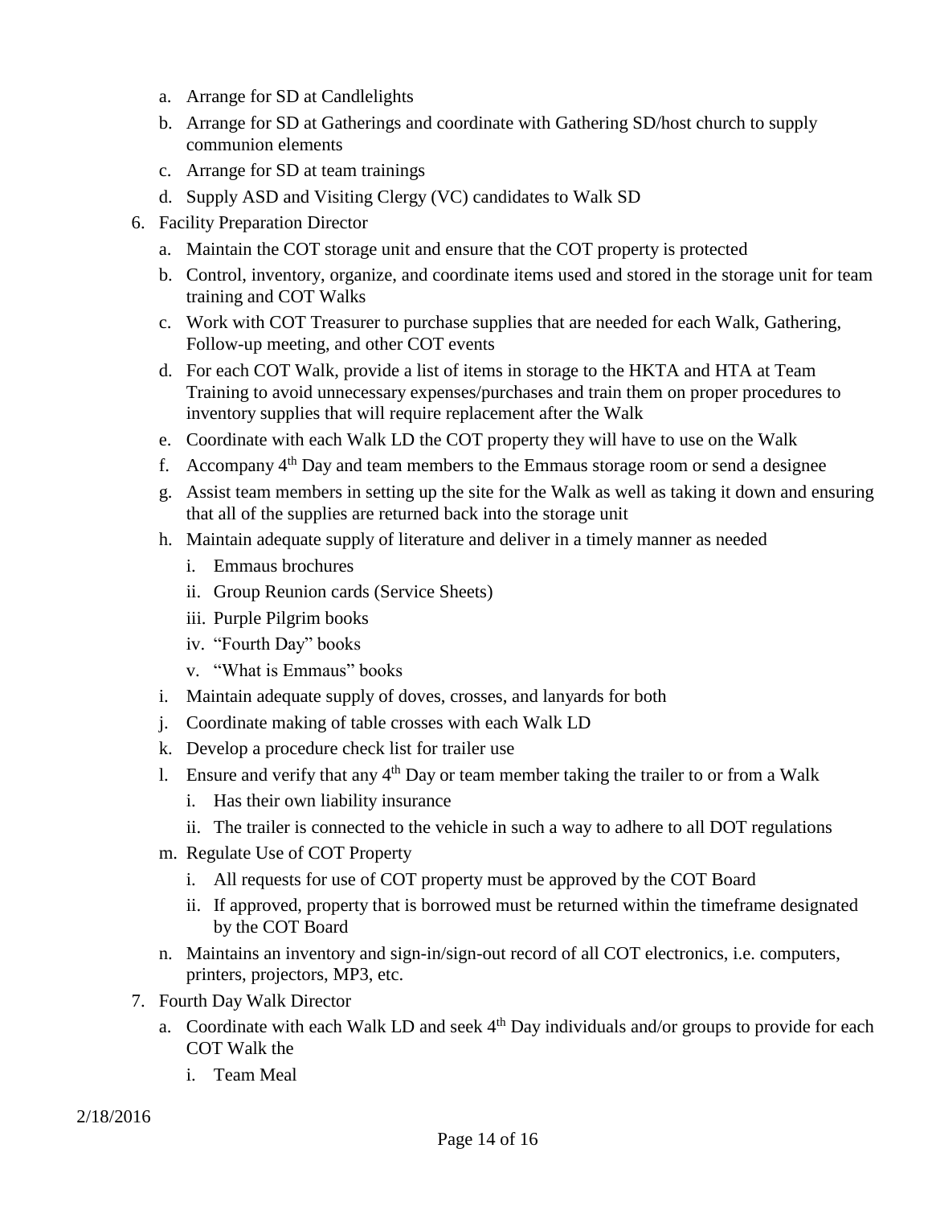a. Arrange for SD at Candlelights
   b. Arrange for SD at Gatherings and coordinate with Gathering SD/host church to supply communion elements
   c. Arrange for SD at team trainings
   d. Supply ASD and Visiting Clergy (VC) candidates to Walk SD

6. Facility Preparation Director
   a. Maintain the COT storage unit and ensure that the COT property is protected
   b. Control, inventory, organize, and coordinate items used and stored in the storage unit for team training and COT Walks
   c. Work with COT Treasurer to purchase supplies that are needed for each Walk, Gathering, Follow-up meeting, and other COT events
   d. For each COT Walk, provide a list of items in storage to the HKTA and HTA at Team Training to avoid unnecessary expenses/purchases and train them on proper procedures to inventory supplies that will require replacement after the Walk
   e. Coordinate with each Walk LD the COT property they will have to use on the Walk
   f. Accompany 4th Day and team members to the Emmaus storage room or send a designee
   g. Assist team members in setting up the site for the Walk as well as taking it down and ensuring that all of the supplies are returned back into the storage unit
   h. Maintain adequate supply of literature and deliver in a timely manner as needed
      i. Emmaus brochures
      ii. Group Reunion cards (Service Sheets)
      iii. Purple Pilgrim books
      iv. "Fourth Day" books
      v. "What is Emmaus" books
   i. Maintain adequate supply of doves, crosses, and lanyards for both
   j. Coordinate making of table crosses with each Walk LD
   k. Develop a procedure check list for trailer use
   l. Ensure and verify that any 4th Day or team member taking the trailer to or from a Walk
      i. Has their own liability insurance
      ii. The trailer is connected to the vehicle in such a way to adhere to all DOT regulations
   m. Regulate Use of COT Property
      i. All requests for use of COT property must be approved by the COT Board
      ii. If approved, property that is borrowed must be returned within the timeframe designated by the COT Board
   n. Maintains an inventory and sign-in/sign-out record of all COT electronics, i.e. computers, printers, projectors, MP3, etc.

7. Fourth Day Walk Director
   a. Coordinate with each Walk LD and seek 4th Day individuals and/or groups to provide for each COT Walk the
      i. Team Meal

2/18/2016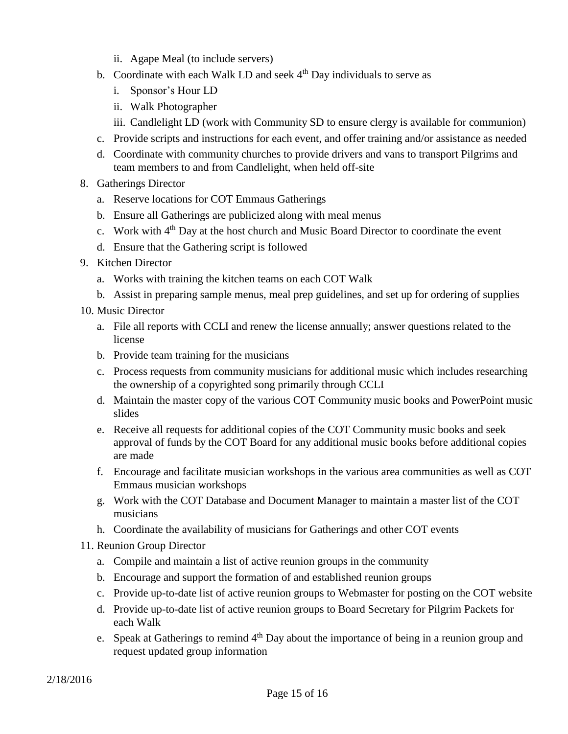ii. Agape Meal (to include servers)

   b. Coordinate with each Walk LD and seek 4th Day individuals to serve as

      i. Sponsor's Hour LD

      ii. Walk Photographer

      iii. Candlelight LD (work with Community SD to ensure clergy is available for communion)

   c. Provide scripts and instructions for each event, and offer training and/or assistance as needed

   d. Coordinate with community churches to provide drivers and vans to transport Pilgrims and team members to and from Candlelight, when held off-site

8. Gatherings Director

   a. Reserve locations for COT Emmaus Gatherings

   b. Ensure all Gatherings are publicized along with meal menus

   c. Work with 4th Day at the host church and Music Board Director to coordinate the event

   d. Ensure that the Gathering script is followed

9. Kitchen Director

   a. Works with training the kitchen teams on each COT Walk

   b. Assist in preparing sample menus, meal prep guidelines, and set up for ordering of supplies

10. Music Director

    a. File all reports with CCLI and renew the license annually; answer questions related to the license

    b. Provide team training for the musicians

    c. Process requests from community musicians for additional music which includes researching the ownership of a copyrighted song primarily through CCLI

    d. Maintain the master copy of the various COT Community music books and PowerPoint music slides

    e. Receive all requests for additional copies of the COT Community music books and seek approval of funds by the COT Board for any additional music books before additional copies are made

    f. Encourage and facilitate musician workshops in the various area communities as well as COT Emmaus musician workshops

    g. Work with the COT Database and Document Manager to maintain a master list of the COT musicians

    h. Coordinate the availability of musicians for Gatherings and other COT events

11. Reunion Group Director

    a. Compile and maintain a list of active reunion groups in the community

    b. Encourage and support the formation of and established reunion groups

    c. Provide up-to-date list of active reunion groups to Webmaster for posting on the COT website

    d. Provide up-to-date list of active reunion groups to Board Secretary for Pilgrim Packets for each Walk

    e. Speak at Gatherings to remind 4th Day about the importance of being in a reunion group and request updated group information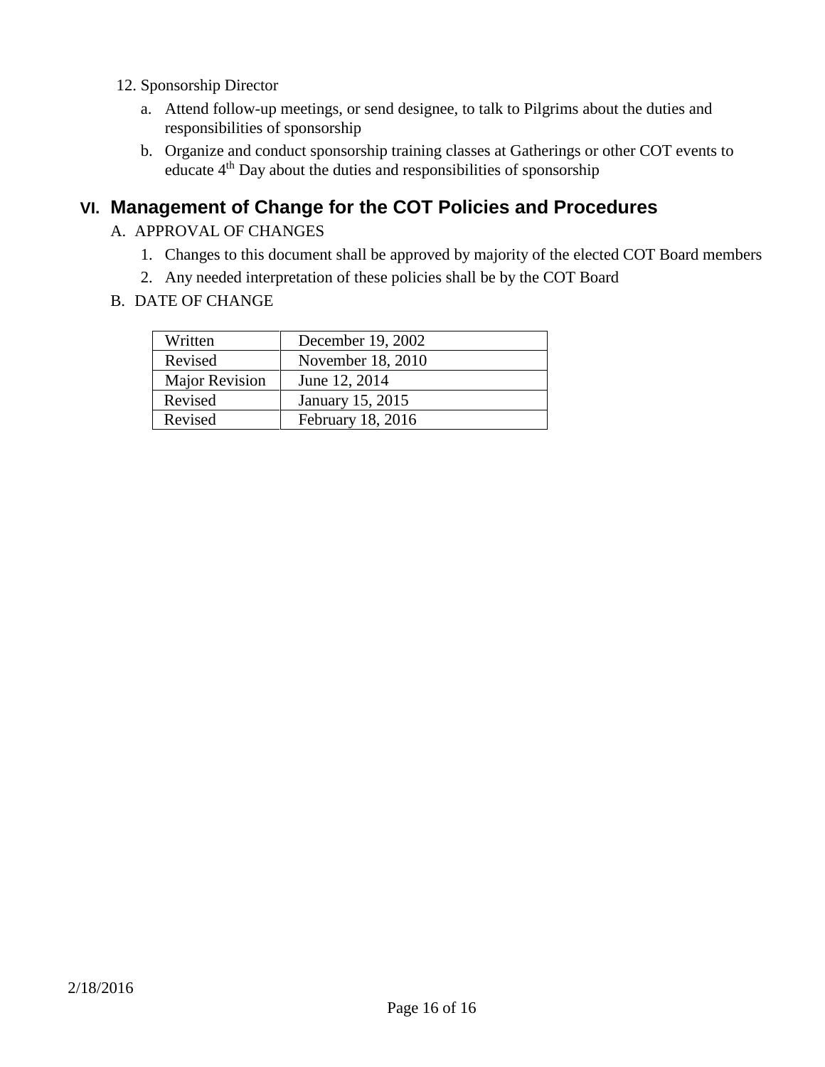12. Sponsorship Director

   a. Attend follow-up meetings, or send designee, to talk to Pilgrims about the duties and responsibilities of sponsorship
   b. Organize and conduct sponsorship training classes at Gatherings or other COT events to educate 4th Day about the duties and responsibilities of sponsorship

## VI. Management of Change for the COT Policies and Procedures

A. APPROVAL OF CHANGES

1. Changes to this document shall be approved by majority of the elected COT Board members
2. Any needed interpretation of these policies shall be by the COT Board

B. DATE OF CHANGE

| | |
|---|---|
| Written | December 19, 2002 |
| Revised | November 18, 2010 |
| Major Revision | June 12, 2014 |
| Revised | January 15, 2015 |
| Revised | February 18, 2016 |